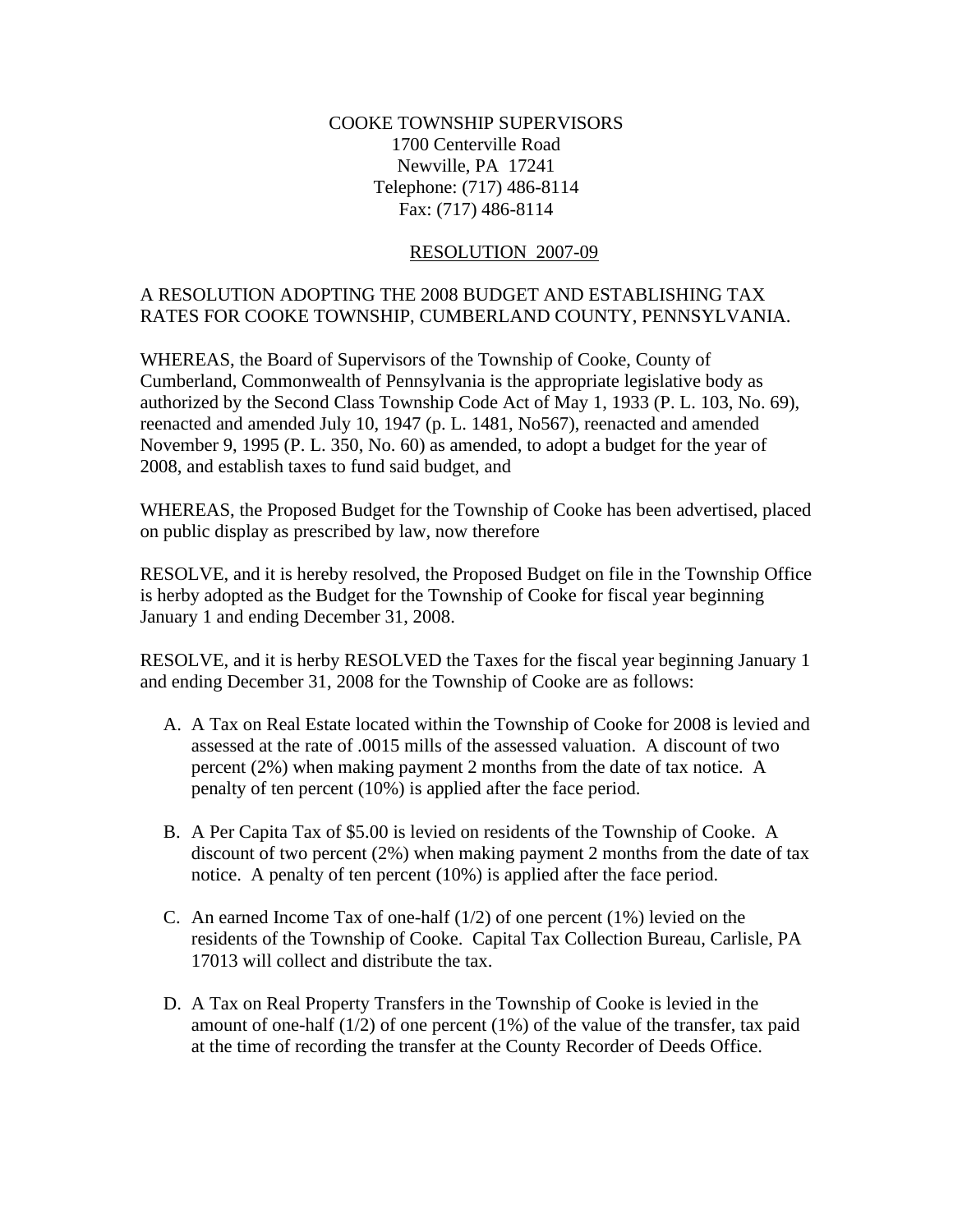COOKE TOWNSHIP SUPERVISORS
1700 Centerville Road
Newville, PA 17241
Telephone: (717) 486-8114
Fax: (717) 486-8114

RESOLUTION 2007-09

A RESOLUTION ADOPTING THE 2008 BUDGET AND ESTABLISHING TAX RATES FOR COOKE TOWNSHIP, CUMBERLAND COUNTY, PENNSYLVANIA.

WHEREAS, the Board of Supervisors of the Township of Cooke, County of Cumberland, Commonwealth of Pennsylvania is the appropriate legislative body as authorized by the Second Class Township Code Act of May 1, 1933 (P. L. 103, No. 69), reenacted and amended July 10, 1947 (p. L. 1481, No567), reenacted and amended November 9, 1995 (P. L. 350, No. 60) as amended, to adopt a budget for the year of 2008, and establish taxes to fund said budget, and

WHEREAS, the Proposed Budget for the Township of Cooke has been advertised, placed on public display as prescribed by law, now therefore

RESOLVE, and it is hereby resolved, the Proposed Budget on file in the Township Office is herby adopted as the Budget for the Township of Cooke for fiscal year beginning January 1 and ending December 31, 2008.

RESOLVE, and it is herby RESOLVED the Taxes for the fiscal year beginning January 1 and ending December 31, 2008 for the Township of Cooke are as follows:

A. A Tax on Real Estate located within the Township of Cooke for 2008 is levied and assessed at the rate of .0015 mills of the assessed valuation. A discount of two percent (2%) when making payment 2 months from the date of tax notice. A penalty of ten percent (10%) is applied after the face period.

B. A Per Capita Tax of $5.00 is levied on residents of the Township of Cooke. A discount of two percent (2%) when making payment 2 months from the date of tax notice. A penalty of ten percent (10%) is applied after the face period.

C. An earned Income Tax of one-half (1/2) of one percent (1%) levied on the residents of the Township of Cooke. Capital Tax Collection Bureau, Carlisle, PA 17013 will collect and distribute the tax.

D. A Tax on Real Property Transfers in the Township of Cooke is levied in the amount of one-half (1/2) of one percent (1%) of the value of the transfer, tax paid at the time of recording the transfer at the County Recorder of Deeds Office.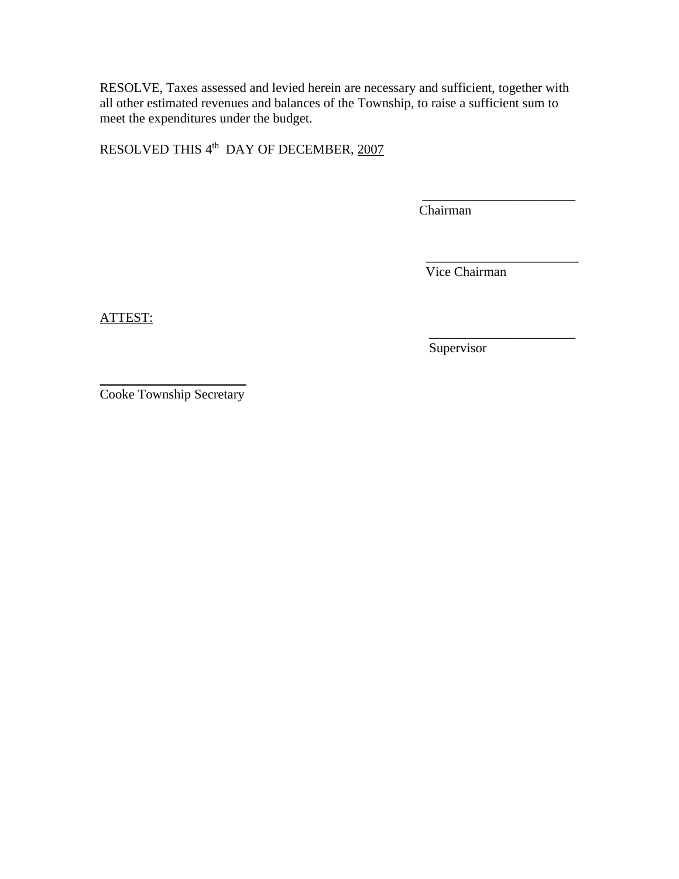RESOLVE, Taxes assessed and levied herein are necessary and sufficient, together with all other estimated revenues and balances of the Township, to raise a sufficient sum to meet the expenditures under the budget.

RESOLVED THIS 4th DAY OF DECEMBER, 2007

_______________________
Chairman

_______________________
Vice Chairman

ATTEST:

_______________________
Supervisor

_______________________
Cooke Township Secretary